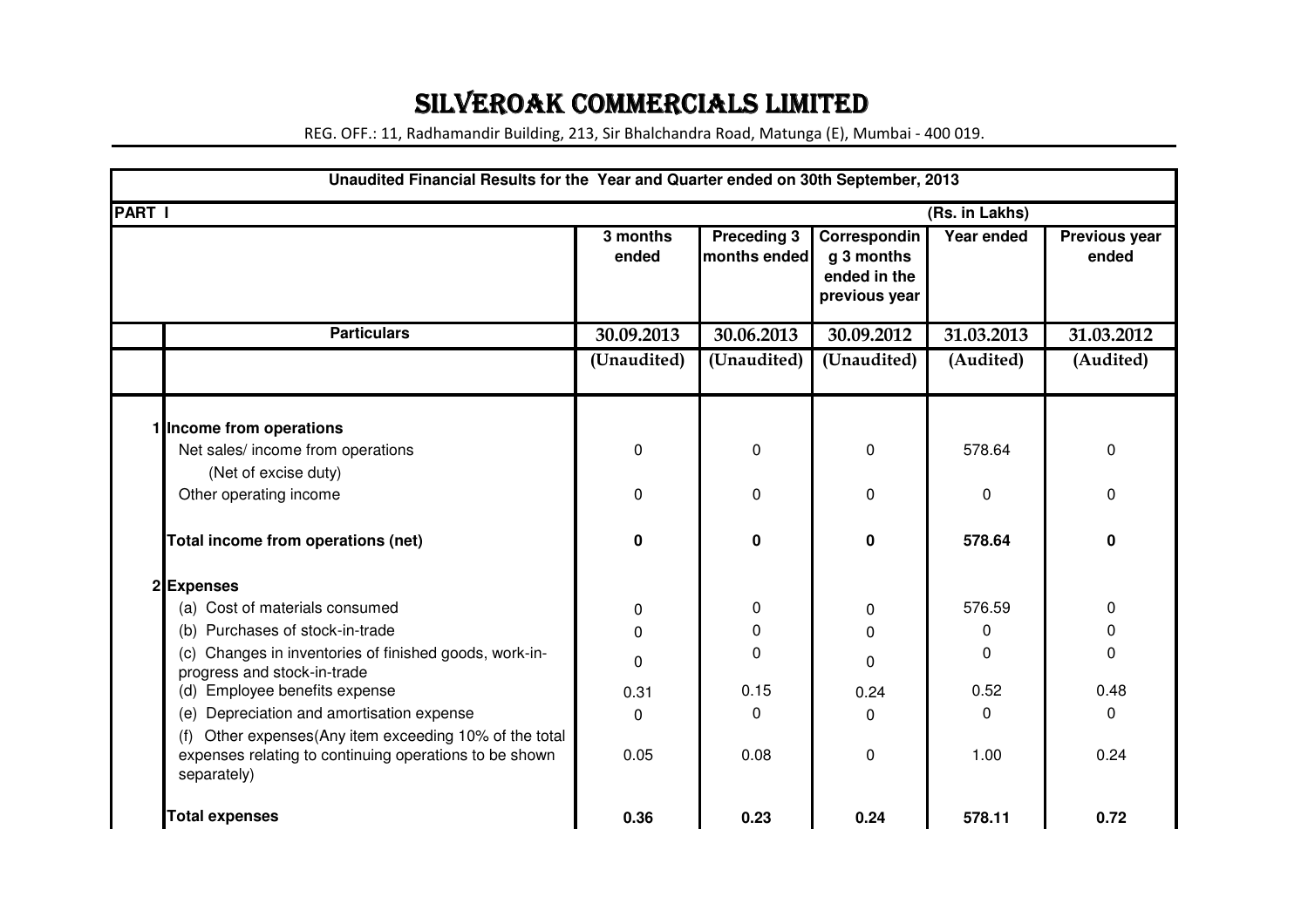# SILVEROAK COMMERCIALS LIMITED

REG. OFF.: 11, Radhamandir Building, 213, Sir Bhalchandra Road, Matunga (E), Mumbai - 400 019.

**Unaudited Financial Results for the Year and Quarter ended on 30th September, 2013**

**PART I** (Rs. in Lakhs)

| | | 3 months ended | Preceding 3 months ended | Corresponding 3 months ended in the previous year | Year ended | Previous year ended |
|---|---|---|---|---|---|---|
| | **Particulars** | 30.09.2013 | 30.06.2013 | 30.09.2012 | 31.03.2013 | 31.03.2012 |
| | | (Unaudited) | (Unaudited) | (Unaudited) | (Audited) | (Audited) |
| 1 | **Income from operations** | | | | | |
| | Net sales/ income from operations (Net of excise duty) | 0 | 0 | 0 | 578.64 | 0 |
| | Other operating income | 0 | 0 | 0 | 0 | 0 |
| | **Total income from operations (net)** | **0** | **0** | **0** | **578.64** | **0** |
| 2 | **Expenses** | | | | | |
| | (a) Cost of materials consumed | 0 | 0 | 0 | 576.59 | 0 |
| | (b) Purchases of stock-in-trade | 0 | 0 | 0 | 0 | 0 |
| | (c) Changes in inventories of finished goods, work-in-progress and stock-in-trade | 0 | 0 | 0 | 0 | 0 |
| | (d) Employee benefits expense | 0.31 | 0.15 | 0.24 | 0.52 | 0.48 |
| | (e) Depreciation and amortisation expense | 0 | 0 | 0 | 0 | 0 |
| | (f) Other expenses(Any item exceeding 10% of the total expenses relating to continuing operations to be shown separately) | 0.05 | 0.08 | 0 | 1.00 | 0.24 |
| | **Total expenses** | **0.36** | **0.23** | **0.24** | **578.11** | **0.72** |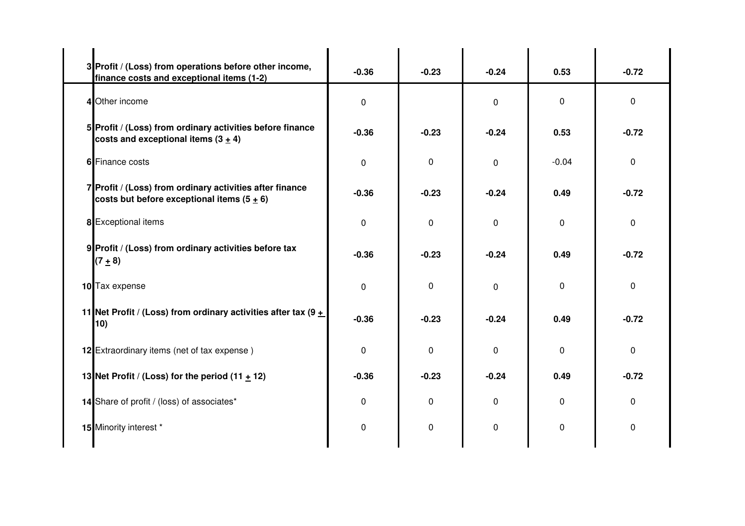| | | | | | | |
|---|---|---|---|---|---|---|
| 3 | **Profit / (Loss) from operations before other income, finance costs and exceptional items (1-2)** | **-0.36** | **-0.23** | **-0.24** | **0.53** | **-0.72** |
| 4 | Other income | 0 | | 0 | 0 | 0 |
| 5 | **Profit / (Loss) from ordinary activities before finance costs and exceptional items (3 ± 4)** | **-0.36** | **-0.23** | **-0.24** | **0.53** | **-0.72** |
| 6 | Finance costs | 0 | 0 | 0 | -0.04 | 0 |
| 7 | **Profit / (Loss) from ordinary activities after finance costs but before exceptional items (5 ± 6)** | **-0.36** | **-0.23** | **-0.24** | **0.49** | **-0.72** |
| 8 | Exceptional items | 0 | 0 | 0 | 0 | 0 |
| 9 | **Profit / (Loss) from ordinary activities before tax (7 ± 8)** | **-0.36** | **-0.23** | **-0.24** | **0.49** | **-0.72** |
| 10 | Tax expense | 0 | 0 | 0 | 0 | 0 |
| 11 | **Net Profit / (Loss) from ordinary activities after tax (9 ± 10)** | **-0.36** | **-0.23** | **-0.24** | **0.49** | **-0.72** |
| 12 | Extraordinary items (net of tax expense ) | 0 | 0 | 0 | 0 | 0 |
| 13 | **Net Profit / (Loss) for the period (11 ± 12)** | **-0.36** | **-0.23** | **-0.24** | **0.49** | **-0.72** |
| 14 | Share of profit / (loss) of associates* | 0 | 0 | 0 | 0 | 0 |
| 15 | Minority interest * | 0 | 0 | 0 | 0 | 0 |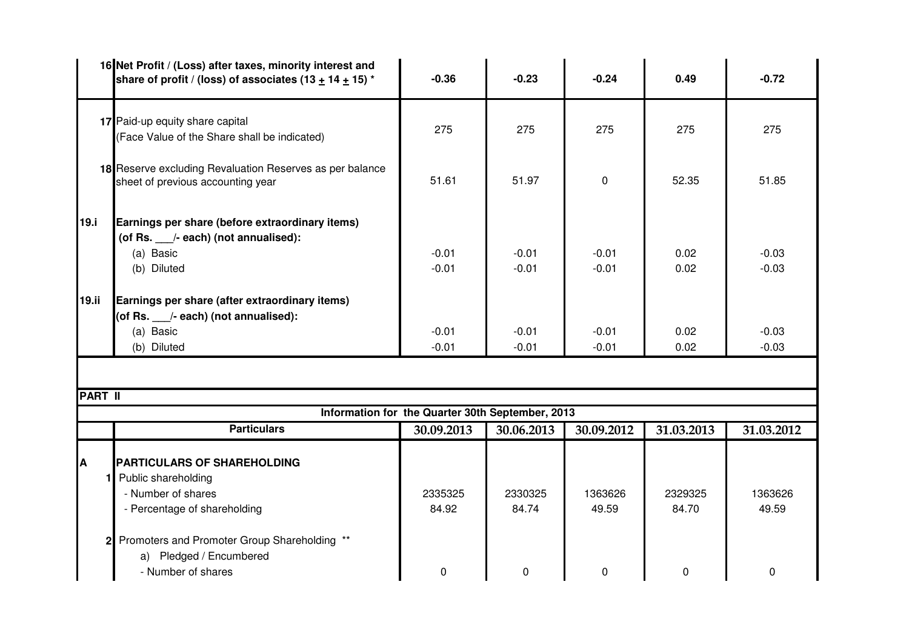| | | | | | | |
|---|---|---|---|---|---|---|
| 16 | **Net Profit / (Loss) after taxes, minority interest and share of profit / (loss) of associates (13 ± 14 ± 15) *** | **-0.36** | **-0.23** | **-0.24** | **0.49** | **-0.72** |
| 17 | Paid-up equity share capital (Face Value of the Share shall be indicated) | 275 | 275 | 275 | 275 | 275 |
| 18 | Reserve excluding Revaluation Reserves as per balance sheet of previous accounting year | 51.61 | 51.97 | 0 | 52.35 | 51.85 |
| 19.i | **Earnings per share (before extraordinary items) (of Rs. ___/- each) (not annualised):** | | | | | |
| | (a) Basic | -0.01 | -0.01 | -0.01 | 0.02 | -0.03 |
| | (b) Diluted | -0.01 | -0.01 | -0.01 | 0.02 | -0.03 |
| 19.ii | **Earnings per share (after extraordinary items) (of Rs. ___/- each) (not annualised):** | | | | | |
| | (a) Basic | -0.01 | -0.01 | -0.01 | 0.02 | -0.03 |
| | (b) Diluted | -0.01 | -0.01 | -0.01 | 0.02 | -0.03 |

**PART II**

**Information for the Quarter 30th September, 2013**

| | Particulars | 30.09.2013 | 30.06.2013 | 30.09.2012 | 31.03.2013 | 31.03.2012 |
|---|---|---|---|---|---|---|
| **A** | **PARTICULARS OF SHAREHOLDING** | | | | | |
| 1 | Public shareholding | | | | | |
| | - Number of shares | 2335325 | 2330325 | 1363626 | 2329325 | 1363626 |
| | - Percentage of shareholding | 84.92 | 84.74 | 49.59 | 84.70 | 49.59 |
| 2 | Promoters and Promoter Group Shareholding ** | | | | | |
| | a) Pledged / Encumbered | | | | | |
| | - Number of shares | 0 | 0 | 0 | 0 | 0 |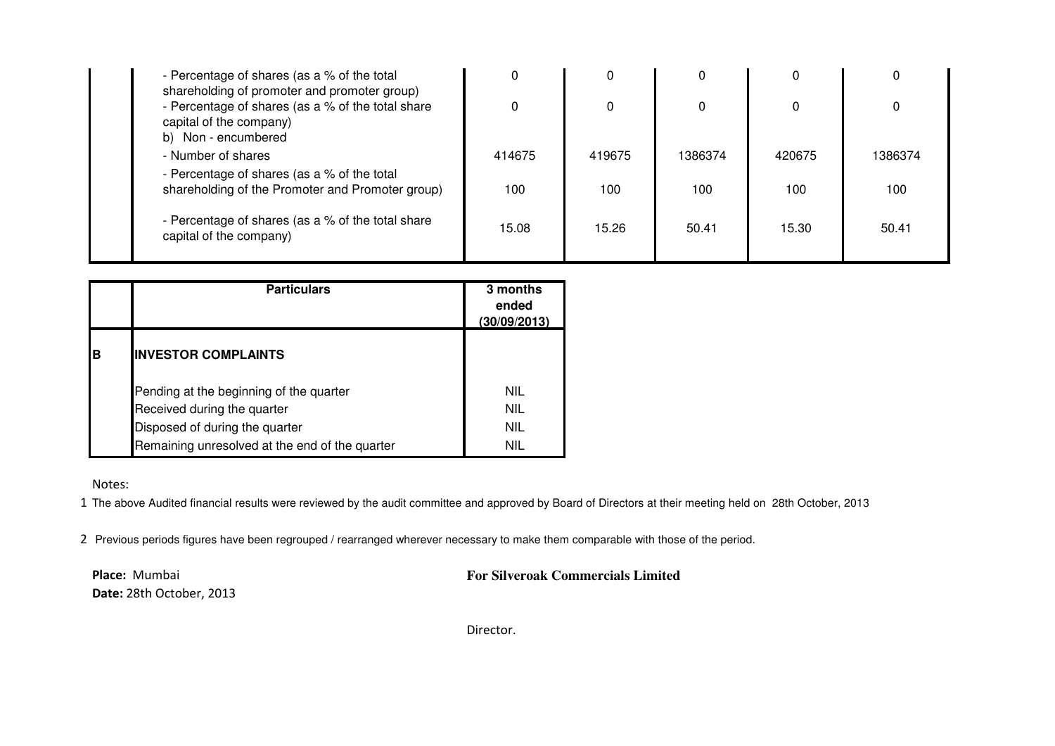| | | | | | | |
|---|---|---|---|---|---|---|
| | - Percentage of shares (as a % of the total shareholding of promoter and promoter group) | 0 | 0 | 0 | 0 | 0 |
| | - Percentage of shares (as a % of the total share capital of the company) | 0 | 0 | 0 | 0 | 0 |
| | b) Non - encumbered | | | | | |
| | - Number of shares | 414675 | 419675 | 1386374 | 420675 | 1386374 |
| | - Percentage of shares (as a % of the total shareholding of the Promoter and Promoter group) | 100 | 100 | 100 | 100 | 100 |
| | - Percentage of shares (as a % of the total share capital of the company) | 15.08 | 15.26 | 50.41 | 15.30 | 50.41 |

| | Particulars | 3 months ended (30/09/2013) |
|---|---|---|
| **B** | **INVESTOR COMPLAINTS** | |
| | Pending at the beginning of the quarter | NIL |
| | Received during the quarter | NIL |
| | Disposed of during the quarter | NIL |
| | Remaining unresolved at the end of the quarter | NIL |

Notes:

1 The above Audited financial results were reviewed by the audit committee and approved by Board of Directors at their meeting held on 28th October, 2013

2 Previous periods figures have been regrouped / rearranged wherever necessary to make them comparable with those of the period.

**Place:** Mumbai
**Date:** 28th October, 2013

**For Silveroak Commercials Limited**

Director.